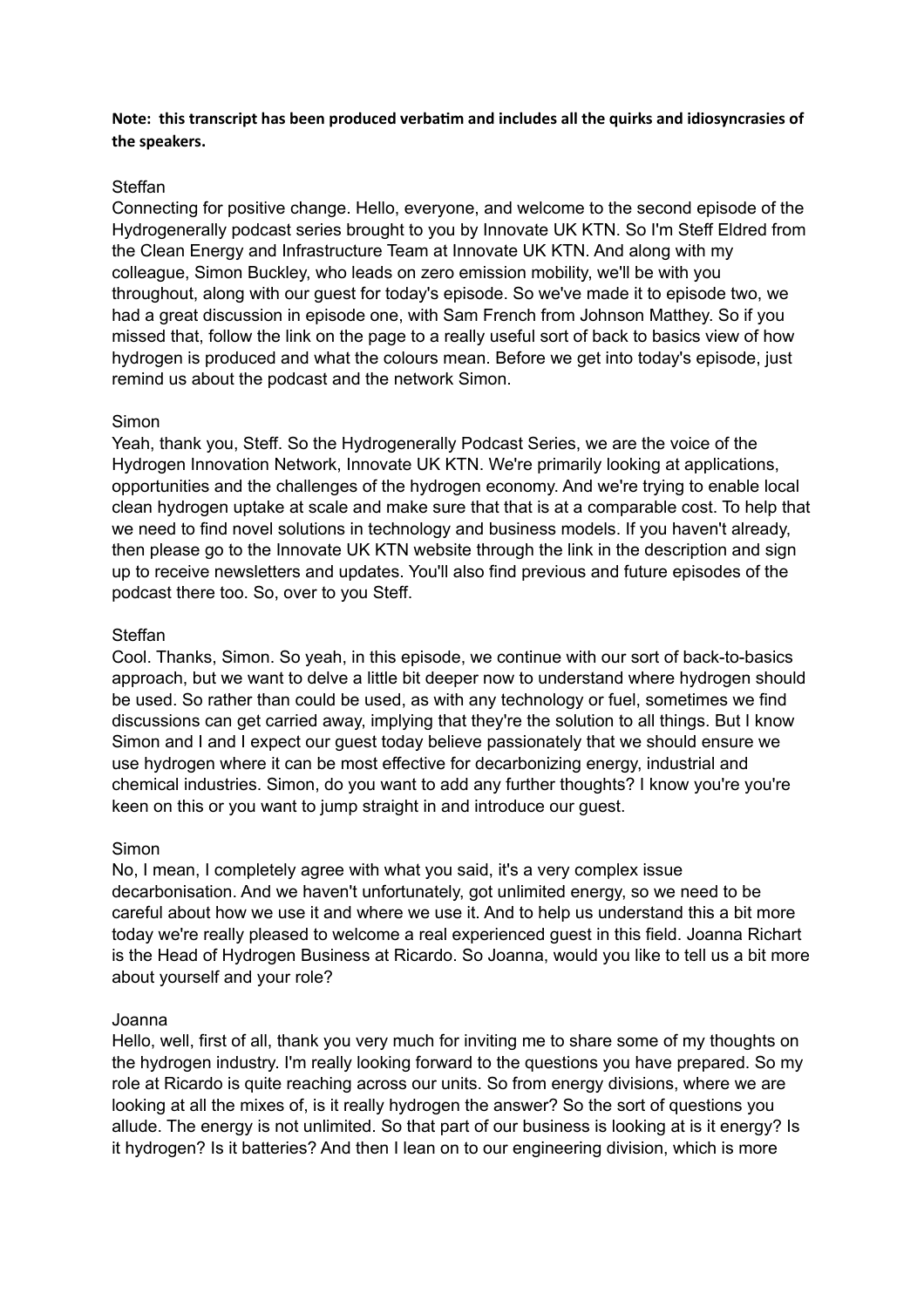**Note: this transcript has been produced verbatim and includes all the quirks and idiosyncrasies of the speakers.**

Steffan
Connecting for positive change. Hello, everyone, and welcome to the second episode of the Hydrogenerally podcast series brought to you by Innovate UK KTN. So I'm Steff Eldred from the Clean Energy and Infrastructure Team at Innovate UK KTN. And along with my colleague, Simon Buckley, who leads on zero emission mobility, we'll be with you throughout, along with our guest for today's episode. So we've made it to episode two, we had a great discussion in episode one, with Sam French from Johnson Matthey. So if you missed that, follow the link on the page to a really useful sort of back to basics view of how hydrogen is produced and what the colours mean. Before we get into today's episode, just remind us about the podcast and the network Simon.

Simon
Yeah, thank you, Steff. So the Hydrogenerally Podcast Series, we are the voice of the Hydrogen Innovation Network, Innovate UK KTN. We're primarily looking at applications, opportunities and the challenges of the hydrogen economy. And we're trying to enable local clean hydrogen uptake at scale and make sure that that is at a comparable cost. To help that we need to find novel solutions in technology and business models. If you haven't already, then please go to the Innovate UK KTN website through the link in the description and sign up to receive newsletters and updates. You'll also find previous and future episodes of the podcast there too. So, over to you Steff.

Steffan
Cool. Thanks, Simon. So yeah, in this episode, we continue with our sort of back-to-basics approach, but we want to delve a little bit deeper now to understand where hydrogen should be used. So rather than could be used, as with any technology or fuel, sometimes we find discussions can get carried away, implying that they're the solution to all things. But I know Simon and I and I expect our guest today believe passionately that we should ensure we use hydrogen where it can be most effective for decarbonizing energy, industrial and chemical industries. Simon, do you want to add any further thoughts? I know you're you're keen on this or you want to jump straight in and introduce our guest.

Simon
No, I mean, I completely agree with what you said, it's a very complex issue decarbonisation. And we haven't unfortunately, got unlimited energy, so we need to be careful about how we use it and where we use it. And to help us understand this a bit more today we're really pleased to welcome a real experienced guest in this field. Joanna Richart is the Head of Hydrogen Business at Ricardo. So Joanna, would you like to tell us a bit more about yourself and your role?

Joanna
Hello, well, first of all, thank you very much for inviting me to share some of my thoughts on the hydrogen industry. I'm really looking forward to the questions you have prepared. So my role at Ricardo is quite reaching across our units. So from energy divisions, where we are looking at all the mixes of, is it really hydrogen the answer? So the sort of questions you allude. The energy is not unlimited. So that part of our business is looking at is it energy? Is it hydrogen? Is it batteries? And then I lean on to our engineering division, which is more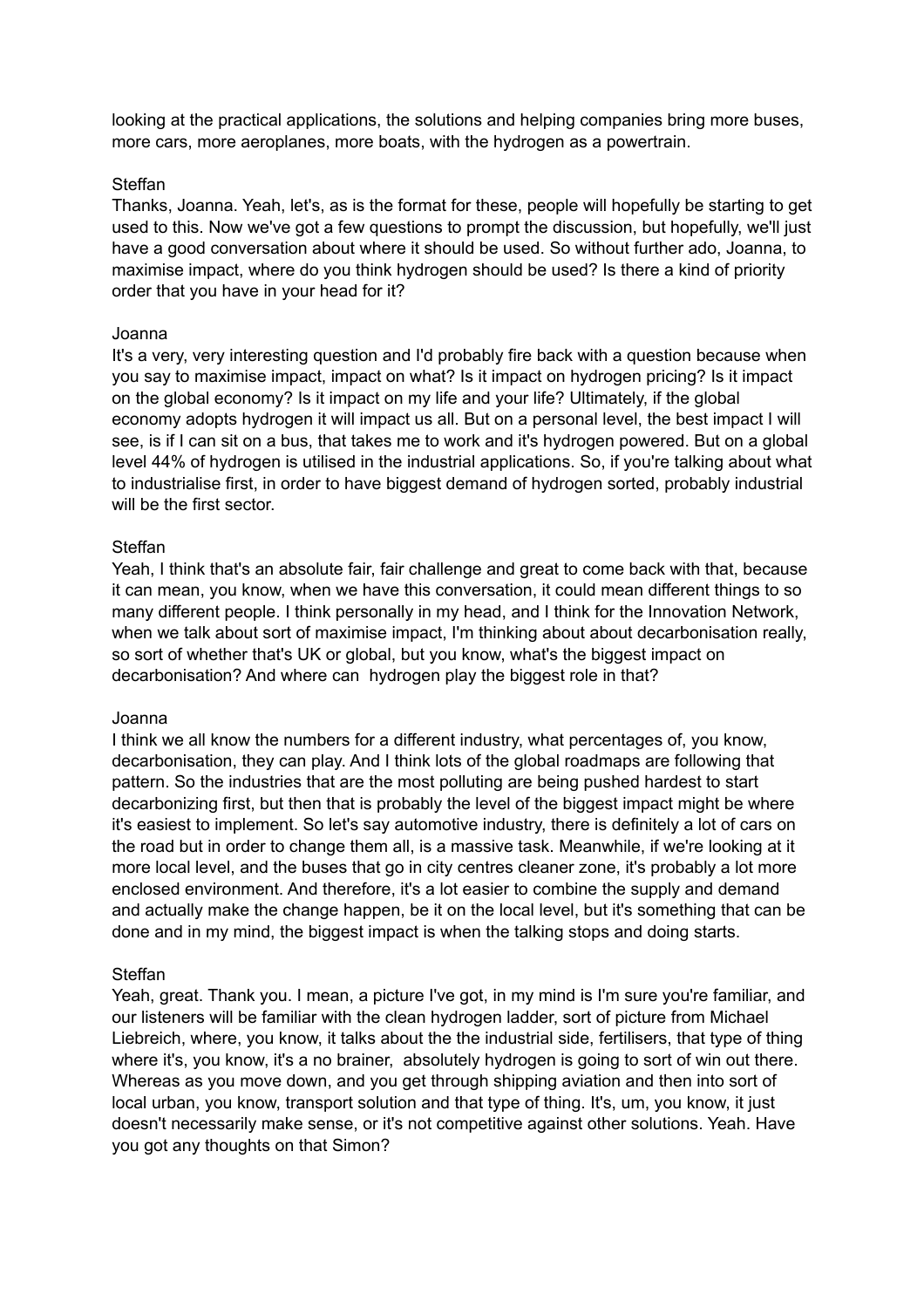looking at the practical applications, the solutions and helping companies bring more buses, more cars, more aeroplanes, more boats, with the hydrogen as a powertrain.

Steffan
Thanks, Joanna. Yeah, let's, as is the format for these, people will hopefully be starting to get used to this. Now we've got a few questions to prompt the discussion, but hopefully, we'll just have a good conversation about where it should be used. So without further ado, Joanna, to maximise impact, where do you think hydrogen should be used? Is there a kind of priority order that you have in your head for it?

Joanna
It's a very, very interesting question and I'd probably fire back with a question because when you say to maximise impact, impact on what? Is it impact on hydrogen pricing? Is it impact on the global economy? Is it impact on my life and your life? Ultimately, if the global economy adopts hydrogen it will impact us all. But on a personal level, the best impact I will see, is if I can sit on a bus, that takes me to work and it's hydrogen powered. But on a global level 44% of hydrogen is utilised in the industrial applications. So, if you're talking about what to industrialise first, in order to have biggest demand of hydrogen sorted, probably industrial will be the first sector.

Steffan
Yeah, I think that's an absolute fair, fair challenge and great to come back with that, because it can mean, you know, when we have this conversation, it could mean different things to so many different people. I think personally in my head, and I think for the Innovation Network, when we talk about sort of maximise impact, I'm thinking about about decarbonisation really, so sort of whether that's UK or global, but you know, what's the biggest impact on decarbonisation? And where can hydrogen play the biggest role in that?

Joanna
I think we all know the numbers for a different industry, what percentages of, you know, decarbonisation, they can play. And I think lots of the global roadmaps are following that pattern. So the industries that are the most polluting are being pushed hardest to start decarbonizing first, but then that is probably the level of the biggest impact might be where it's easiest to implement. So let's say automotive industry, there is definitely a lot of cars on the road but in order to change them all, is a massive task. Meanwhile, if we're looking at it more local level, and the buses that go in city centres cleaner zone, it's probably a lot more enclosed environment. And therefore, it's a lot easier to combine the supply and demand and actually make the change happen, be it on the local level, but it's something that can be done and in my mind, the biggest impact is when the talking stops and doing starts.

Steffan
Yeah, great. Thank you. I mean, a picture I've got, in my mind is I'm sure you're familiar, and our listeners will be familiar with the clean hydrogen ladder, sort of picture from Michael Liebreich, where, you know, it talks about the the industrial side, fertilisers, that type of thing where it's, you know, it's a no brainer, absolutely hydrogen is going to sort of win out there. Whereas as you move down, and you get through shipping aviation and then into sort of local urban, you know, transport solution and that type of thing. It's, um, you know, it just doesn't necessarily make sense, or it's not competitive against other solutions. Yeah. Have you got any thoughts on that Simon?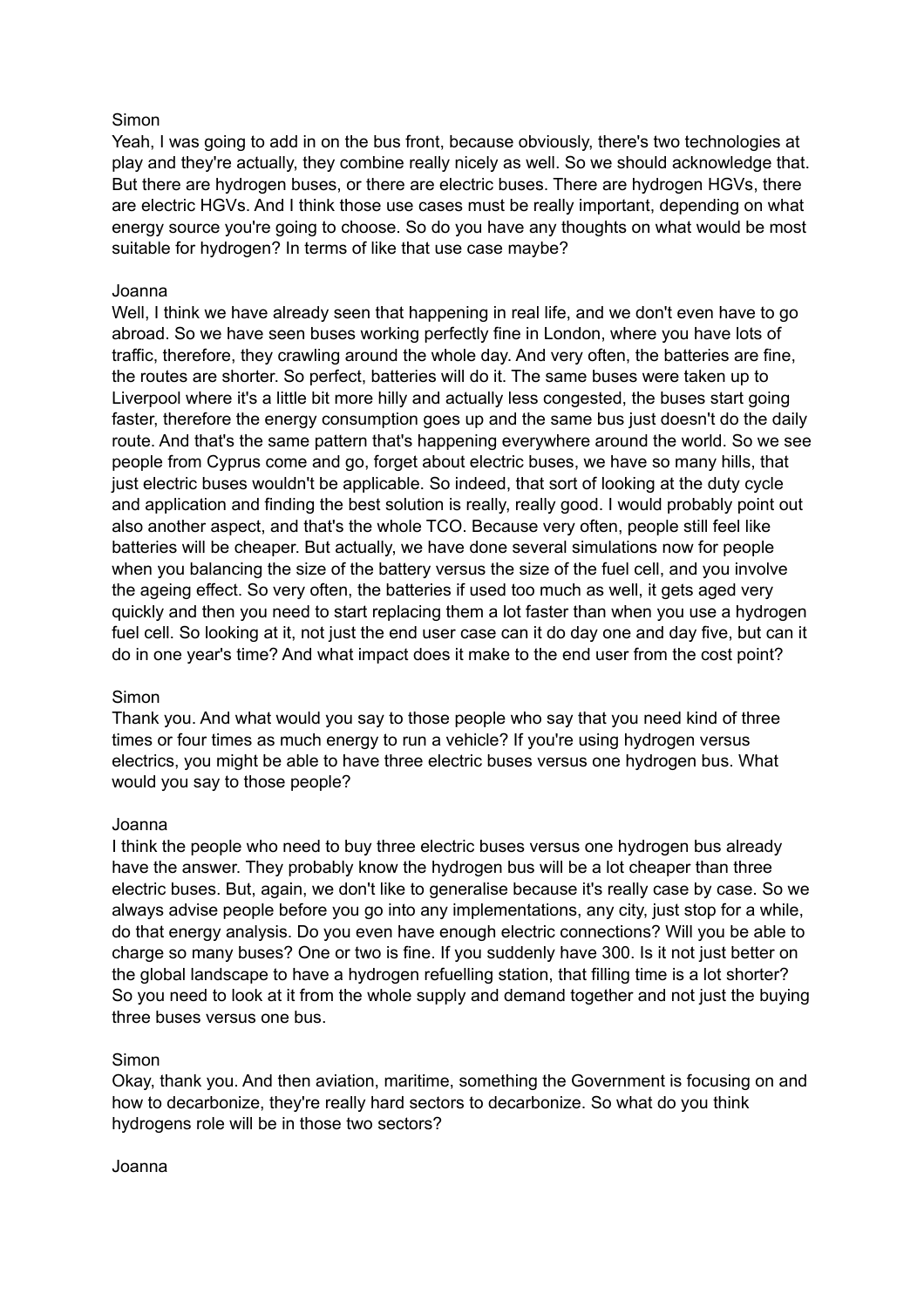Simon
Yeah, I was going to add in on the bus front, because obviously, there's two technologies at play and they're actually, they combine really nicely as well. So we should acknowledge that. But there are hydrogen buses, or there are electric buses. There are hydrogen HGVs, there are electric HGVs. And I think those use cases must be really important, depending on what energy source you're going to choose. So do you have any thoughts on what would be most suitable for hydrogen? In terms of like that use case maybe?

Joanna
Well, I think we have already seen that happening in real life, and we don't even have to go abroad. So we have seen buses working perfectly fine in London, where you have lots of traffic, therefore, they crawling around the whole day. And very often, the batteries are fine, the routes are shorter. So perfect, batteries will do it. The same buses were taken up to Liverpool where it's a little bit more hilly and actually less congested, the buses start going faster, therefore the energy consumption goes up and the same bus just doesn't do the daily route. And that's the same pattern that's happening everywhere around the world. So we see people from Cyprus come and go, forget about electric buses, we have so many hills, that just electric buses wouldn't be applicable. So indeed, that sort of looking at the duty cycle and application and finding the best solution is really, really good. I would probably point out also another aspect, and that's the whole TCO. Because very often, people still feel like batteries will be cheaper. But actually, we have done several simulations now for people when you balancing the size of the battery versus the size of the fuel cell, and you involve the ageing effect. So very often, the batteries if used too much as well, it gets aged very quickly and then you need to start replacing them a lot faster than when you use a hydrogen fuel cell. So looking at it, not just the end user case can it do day one and day five, but can it do in one year's time? And what impact does it make to the end user from the cost point?

Simon
Thank you. And what would you say to those people who say that you need kind of three times or four times as much energy to run a vehicle? If you're using hydrogen versus electrics, you might be able to have three electric buses versus one hydrogen bus. What would you say to those people?

Joanna
I think the people who need to buy three electric buses versus one hydrogen bus already have the answer. They probably know the hydrogen bus will be a lot cheaper than three electric buses. But, again, we don't like to generalise because it's really case by case. So we always advise people before you go into any implementations, any city, just stop for a while, do that energy analysis. Do you even have enough electric connections? Will you be able to charge so many buses? One or two is fine. If you suddenly have 300. Is it not just better on the global landscape to have a hydrogen refuelling station, that filling time is a lot shorter? So you need to look at it from the whole supply and demand together and not just the buying three buses versus one bus.

Simon
Okay, thank you. And then aviation, maritime, something the Government is focusing on and how to decarbonize, they're really hard sectors to decarbonize. So what do you think hydrogens role will be in those two sectors?

Joanna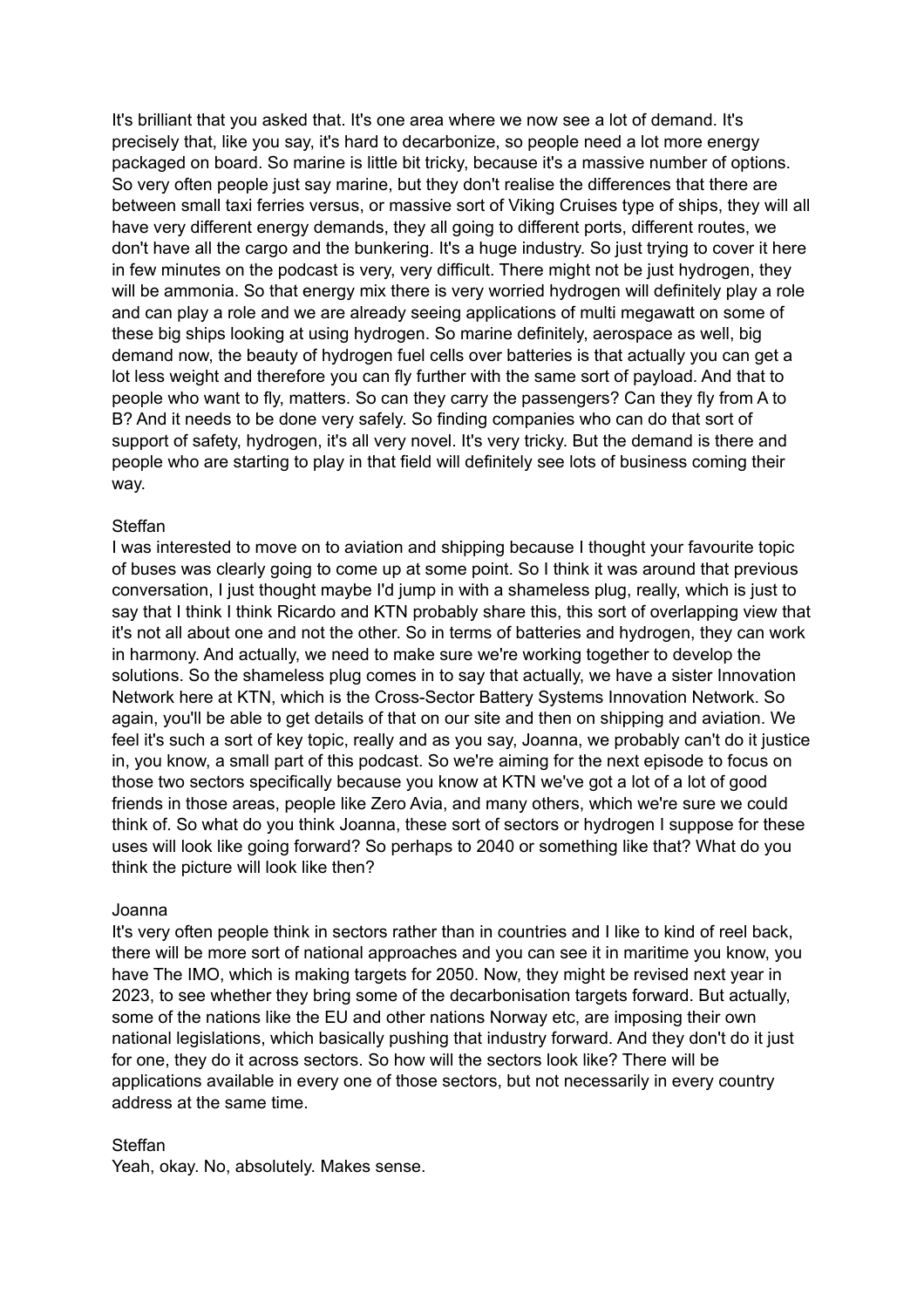It's brilliant that you asked that. It's one area where we now see a lot of demand. It's precisely that, like you say, it's hard to decarbonize, so people need a lot more energy packaged on board. So marine is little bit tricky, because it's a massive number of options. So very often people just say marine, but they don't realise the differences that there are between small taxi ferries versus, or massive sort of Viking Cruises type of ships, they will all have very different energy demands, they all going to different ports, different routes, we don't have all the cargo and the bunkering. It's a huge industry. So just trying to cover it here in few minutes on the podcast is very, very difficult. There might not be just hydrogen, they will be ammonia. So that energy mix there is very worried hydrogen will definitely play a role and can play a role and we are already seeing applications of multi megawatt on some of these big ships looking at using hydrogen. So marine definitely, aerospace as well, big demand now, the beauty of hydrogen fuel cells over batteries is that actually you can get a lot less weight and therefore you can fly further with the same sort of payload. And that to people who want to fly, matters. So can they carry the passengers? Can they fly from A to B? And it needs to be done very safely. So finding companies who can do that sort of support of safety, hydrogen, it's all very novel. It's very tricky. But the demand is there and people who are starting to play in that field will definitely see lots of business coming their way.

Steffan
I was interested to move on to aviation and shipping because I thought your favourite topic of buses was clearly going to come up at some point. So I think it was around that previous conversation, I just thought maybe I'd jump in with a shameless plug, really, which is just to say that I think I think Ricardo and KTN probably share this, this sort of overlapping view that it's not all about one and not the other. So in terms of batteries and hydrogen, they can work in harmony. And actually, we need to make sure we're working together to develop the solutions. So the shameless plug comes in to say that actually, we have a sister Innovation Network here at KTN, which is the Cross-Sector Battery Systems Innovation Network. So again, you'll be able to get details of that on our site and then on shipping and aviation. We feel it's such a sort of key topic, really and as you say, Joanna, we probably can't do it justice in, you know, a small part of this podcast. So we're aiming for the next episode to focus on those two sectors specifically because you know at KTN we've got a lot of a lot of good friends in those areas, people like Zero Avia, and many others, which we're sure we could think of. So what do you think Joanna, these sort of sectors or hydrogen I suppose for these uses will look like going forward? So perhaps to 2040 or something like that? What do you think the picture will look like then?

Joanna
It's very often people think in sectors rather than in countries and I like to kind of reel back, there will be more sort of national approaches and you can see it in maritime you know, you have The IMO, which is making targets for 2050. Now, they might be revised next year in 2023, to see whether they bring some of the decarbonisation targets forward. But actually, some of the nations like the EU and other nations Norway etc, are imposing their own national legislations, which basically pushing that industry forward. And they don't do it just for one, they do it across sectors. So how will the sectors look like? There will be applications available in every one of those sectors, but not necessarily in every country address at the same time.

Steffan
Yeah, okay. No, absolutely. Makes sense.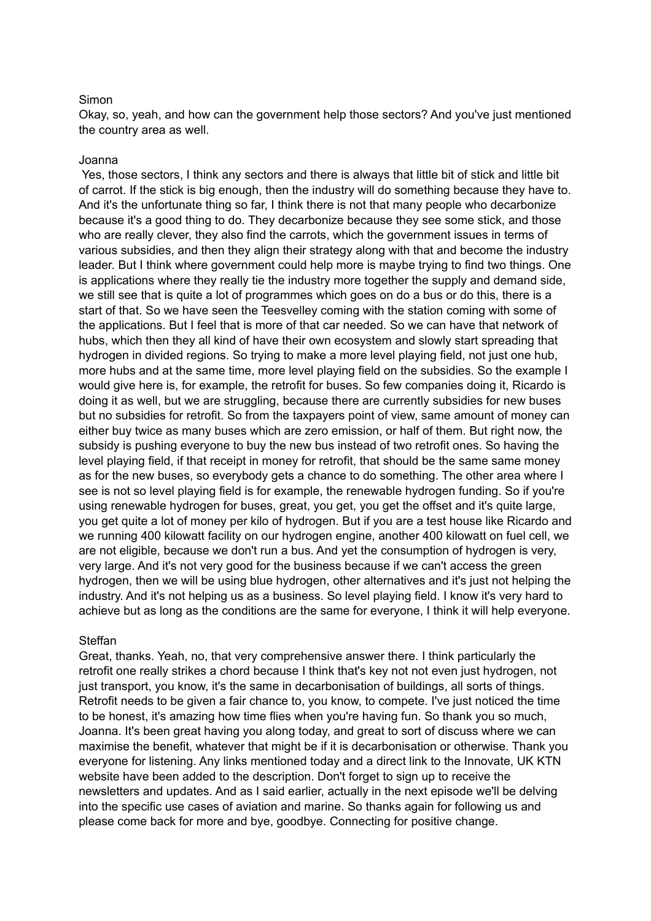Simon
Okay, so, yeah, and how can the government help those sectors? And you've just mentioned the country area as well.

Joanna
Yes, those sectors, I think any sectors and there is always that little bit of stick and little bit of carrot. If the stick is big enough, then the industry will do something because they have to. And it's the unfortunate thing so far, I think there is not that many people who decarbonize because it's a good thing to do. They decarbonize because they see some stick, and those who are really clever, they also find the carrots, which the government issues in terms of various subsidies, and then they align their strategy along with that and become the industry leader. But I think where government could help more is maybe trying to find two things. One is applications where they really tie the industry more together the supply and demand side, we still see that is quite a lot of programmes which goes on do a bus or do this, there is a start of that. So we have seen the Teesvelley coming with the station coming with some of the applications. But I feel that is more of that car needed. So we can have that network of hubs, which then they all kind of have their own ecosystem and slowly start spreading that hydrogen in divided regions. So trying to make a more level playing field, not just one hub, more hubs and at the same time, more level playing field on the subsidies. So the example I would give here is, for example, the retrofit for buses. So few companies doing it, Ricardo is doing it as well, but we are struggling, because there are currently subsidies for new buses but no subsidies for retrofit. So from the taxpayers point of view, same amount of money can either buy twice as many buses which are zero emission, or half of them. But right now, the subsidy is pushing everyone to buy the new bus instead of two retrofit ones. So having the level playing field, if that receipt in money for retrofit, that should be the same same money as for the new buses, so everybody gets a chance to do something. The other area where I see is not so level playing field is for example, the renewable hydrogen funding. So if you're using renewable hydrogen for buses, great, you get, you get the offset and it's quite large, you get quite a lot of money per kilo of hydrogen. But if you are a test house like Ricardo and we running 400 kilowatt facility on our hydrogen engine, another 400 kilowatt on fuel cell, we are not eligible, because we don't run a bus. And yet the consumption of hydrogen is very, very large. And it's not very good for the business because if we can't access the green hydrogen, then we will be using blue hydrogen, other alternatives and it's just not helping the industry. And it's not helping us as a business. So level playing field. I know it's very hard to achieve but as long as the conditions are the same for everyone, I think it will help everyone.

Steffan
Great, thanks. Yeah, no, that very comprehensive answer there. I think particularly the retrofit one really strikes a chord because I think that's key not not even just hydrogen, not just transport, you know, it's the same in decarbonisation of buildings, all sorts of things. Retrofit needs to be given a fair chance to, you know, to compete. I've just noticed the time to be honest, it's amazing how time flies when you're having fun. So thank you so much, Joanna. It's been great having you along today, and great to sort of discuss where we can maximise the benefit, whatever that might be if it is decarbonisation or otherwise. Thank you everyone for listening. Any links mentioned today and a direct link to the Innovate, UK KTN website have been added to the description. Don't forget to sign up to receive the newsletters and updates. And as I said earlier, actually in the next episode we'll be delving into the specific use cases of aviation and marine. So thanks again for following us and please come back for more and bye, goodbye. Connecting for positive change.